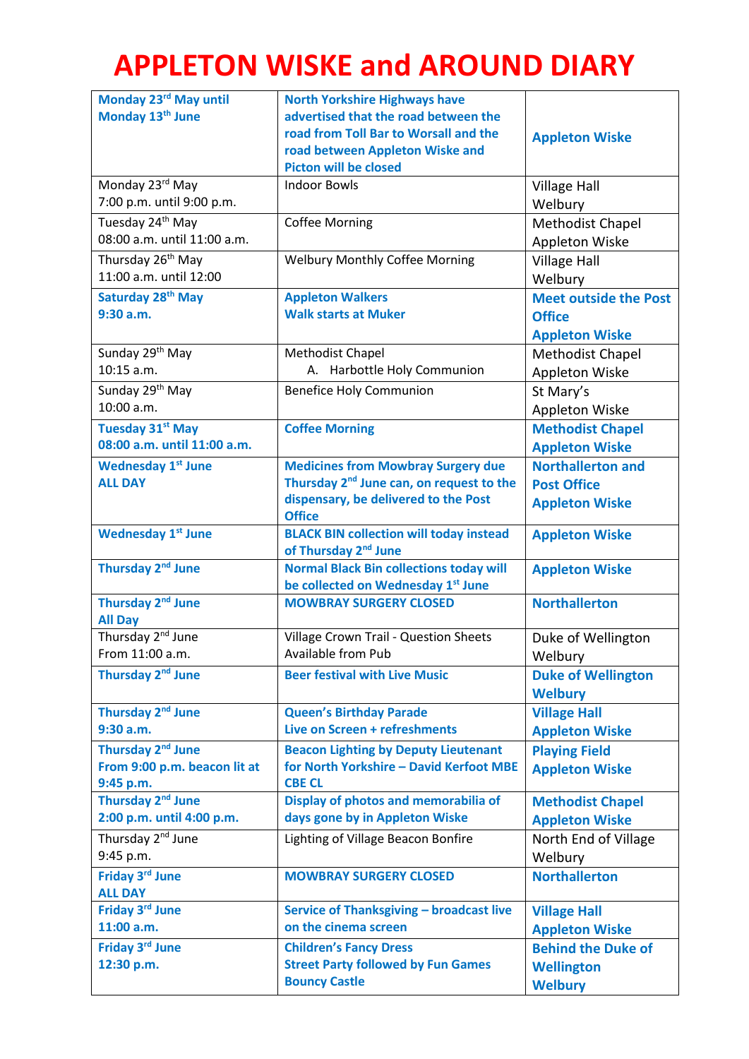# APPLETON WISKE and AROUND DIARY

| | | |
|---|---|---|
| **Monday 23rd May until Monday 13th June** | **North Yorkshire Highways have advertised that the road between the road from Toll Bar to Worsall and the road between Appleton Wiske and Picton will be closed** | **Appleton Wiske** |
| Monday 23rd May<br>7:00 p.m. until 9:00 p.m. | Indoor Bowls | Village Hall<br>Welbury |
| Tuesday 24th May<br>08:00 a.m. until 11:00 a.m. | Coffee Morning | Methodist Chapel<br>Appleton Wiske |
| Thursday 26th May<br>11:00 a.m. until 12:00 | Welbury Monthly Coffee Morning | Village Hall<br>Welbury |
| **Saturday 28th May**<br>**9:30 a.m.** | **Appleton Walkers**<br>**Walk starts at Muker** | **Meet outside the Post Office**<br>**Appleton Wiske** |
| Sunday 29th May<br>10:15 a.m. | Methodist Chapel<br>A. Harbottle Holy Communion | Methodist Chapel<br>Appleton Wiske |
| Sunday 29th May<br>10:00 a.m. | Benefice Holy Communion | St Mary's<br>Appleton Wiske |
| **Tuesday 31st May**<br>**08:00 a.m. until 11:00 a.m.** | **Coffee Morning** | **Methodist Chapel**<br>**Appleton Wiske** |
| **Wednesday 1st June**<br>**ALL DAY** | **Medicines from Mowbray Surgery due Thursday 2nd June can, on request to the dispensary, be delivered to the Post Office** | **Northallerton and Post Office**<br>**Appleton Wiske** |
| **Wednesday 1st June** | **BLACK BIN collection will today instead of Thursday 2nd June** | **Appleton Wiske** |
| **Thursday 2nd June** | **Normal Black Bin collections today will be collected on Wednesday 1st June** | **Appleton Wiske** |
| **Thursday 2nd June**<br>**All Day** | **MOWBRAY SURGERY CLOSED** | **Northallerton** |
| Thursday 2nd June<br>From 11:00 a.m. | Village Crown Trail - Question Sheets Available from Pub | Duke of Wellington<br>Welbury |
| **Thursday 2nd June** | **Beer festival with Live Music** | **Duke of Wellington**<br>**Welbury** |
| **Thursday 2nd June**<br>**9:30 a.m.** | **Queen's Birthday Parade**<br>**Live on Screen + refreshments** | **Village Hall**<br>**Appleton Wiske** |
| **Thursday 2nd June**<br>**From 9:00 p.m. beacon lit at 9:45 p.m.** | **Beacon Lighting by Deputy Lieutenant for North Yorkshire – David Kerfoot MBE CBE CL** | **Playing Field**<br>**Appleton Wiske** |
| **Thursday 2nd June**<br>**2:00 p.m. until 4:00 p.m.** | **Display of photos and memorabilia of days gone by in Appleton Wiske** | **Methodist Chapel**<br>**Appleton Wiske** |
| Thursday 2nd June<br>9:45 p.m. | Lighting of Village Beacon Bonfire | North End of Village<br>Welbury |
| **Friday 3rd June**<br>**ALL DAY** | **MOWBRAY SURGERY CLOSED** | **Northallerton** |
| **Friday 3rd June**<br>**11:00 a.m.** | **Service of Thanksgiving – broadcast live on the cinema screen** | **Village Hall**<br>**Appleton Wiske** |
| **Friday 3rd June**<br>**12:30 p.m.** | **Children's Fancy Dress**<br>**Street Party followed by Fun Games**<br>**Bouncy Castle** | **Behind the Duke of Wellington**<br>**Welbury** |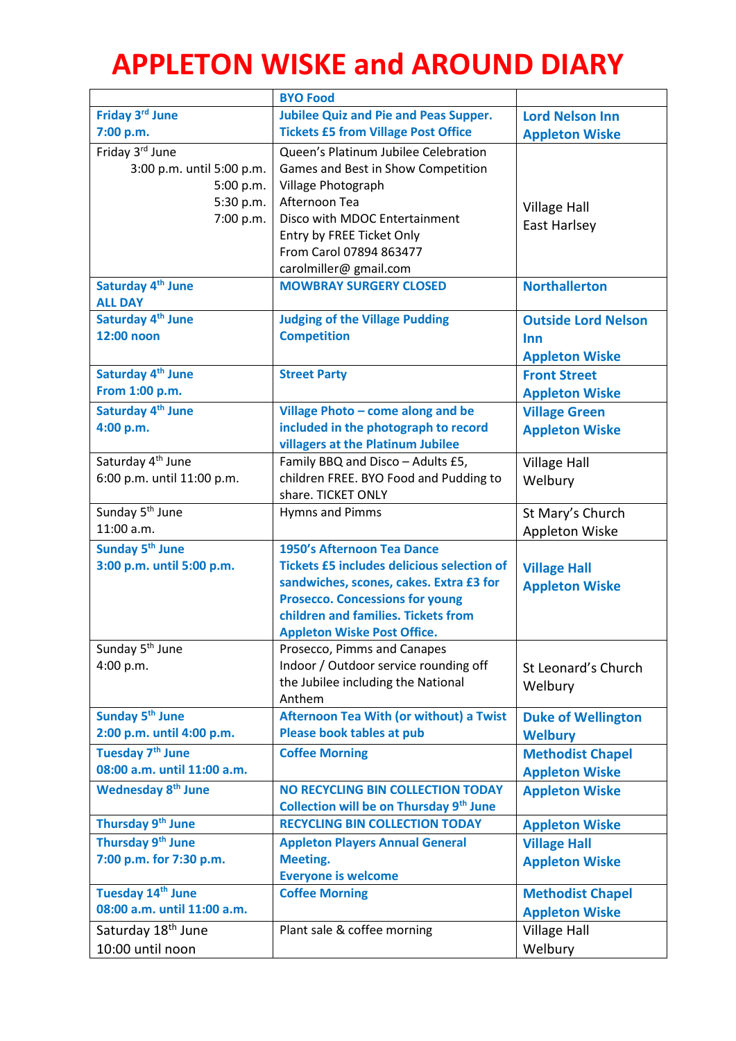# APPLETON WISKE and AROUND DIARY

| | BYO Food | |
|---|---|---|
| **Friday 3rd June**<br>**7:00 p.m.** | **Jubilee Quiz and Pie and Peas Supper. Tickets £5 from Village Post Office** | **Lord Nelson Inn**<br>**Appleton Wiske** |
| Friday 3rd June<br>3:00 p.m. until 5:00 p.m.<br>5:00 p.m.<br>5:30 p.m.<br>7:00 p.m. | Queen's Platinum Jubilee Celebration<br>Games and Best in Show Competition<br>Village Photograph<br>Afternoon Tea<br>Disco with MDOC Entertainment<br>Entry by FREE Ticket Only<br>From Carol 07894 863477<br>carolmiller@ gmail.com | Village Hall<br>East Harlsey |
| **Saturday 4th June**<br>**ALL DAY** | **MOWBRAY SURGERY CLOSED** | **Northallerton** |
| **Saturday 4th June**<br>**12:00 noon** | **Judging of the Village Pudding Competition** | **Outside Lord Nelson Inn**<br>**Appleton Wiske** |
| **Saturday 4th June**<br>**From 1:00 p.m.** | **Street Party** | **Front Street**<br>**Appleton Wiske** |
| **Saturday 4th June**<br>**4:00 p.m.** | **Village Photo – come along and be included in the photograph to record villagers at the Platinum Jubilee** | **Village Green**<br>**Appleton Wiske** |
| Saturday 4th June<br>6:00 p.m. until 11:00 p.m. | Family BBQ and Disco – Adults £5, children FREE. BYO Food and Pudding to share. TICKET ONLY | Village Hall<br>Welbury |
| Sunday 5th June<br>11:00 a.m. | Hymns and Pimms | St Mary's Church<br>Appleton Wiske |
| **Sunday 5th June**<br>**3:00 p.m. until 5:00 p.m.** | **1950's Afternoon Tea Dance**<br>**Tickets £5 includes delicious selection of sandwiches, scones, cakes. Extra £3 for Prosecco. Concessions for young children and families. Tickets from Appleton Wiske Post Office.** | **Village Hall**<br>**Appleton Wiske** |
| Sunday 5th June<br>4:00 p.m. | Prosecco, Pimms and Canapes<br>Indoor / Outdoor service rounding off the Jubilee including the National Anthem | St Leonard's Church<br>Welbury |
| **Sunday 5th June**<br>**2:00 p.m. until 4:00 p.m.** | **Afternoon Tea With (or without) a Twist**<br>**Please book tables at pub** | **Duke of Wellington**<br>**Welbury** |
| **Tuesday 7th June**<br>**08:00 a.m. until 11:00 a.m.** | **Coffee Morning** | **Methodist Chapel**<br>**Appleton Wiske** |
| **Wednesday 8th June** | **NO RECYCLING BIN COLLECTION TODAY**<br>**Collection will be on Thursday 9th June** | **Appleton Wiske** |
| **Thursday 9th June** | **RECYCLING BIN COLLECTION TODAY** | **Appleton Wiske** |
| **Thursday 9th June**<br>**7:00 p.m. for 7:30 p.m.** | **Appleton Players Annual General Meeting.**<br>**Everyone is welcome** | **Village Hall**<br>**Appleton Wiske** |
| **Tuesday 14th June**<br>**08:00 a.m. until 11:00 a.m.** | **Coffee Morning** | **Methodist Chapel**<br>**Appleton Wiske** |
| Saturday 18th June<br>10:00 until noon | Plant sale & coffee morning | Village Hall<br>Welbury |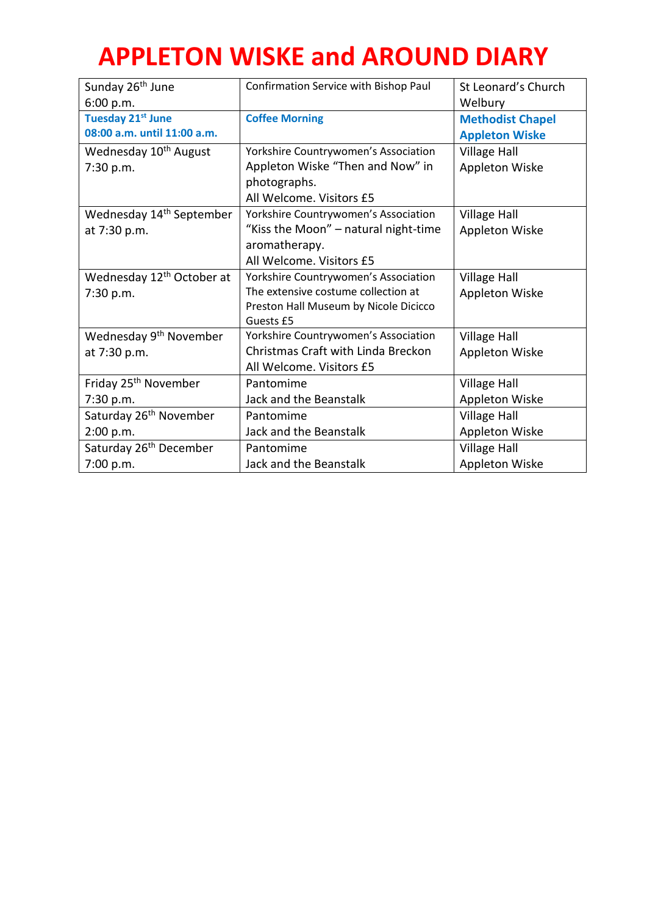# APPLETON WISKE and AROUND DIARY

| | | |
|---|---|---|
| Sunday 26th June<br>6:00 p.m. | Confirmation Service with Bishop Paul | St Leonard's Church<br>Welbury |
| **Tuesday 21st June<br>08:00 a.m. until 11:00 a.m.** | **Coffee Morning** | **Methodist Chapel<br>Appleton Wiske** |
| Wednesday 10th August<br>7:30 p.m. | Yorkshire Countrywomen's Association<br>Appleton Wiske "Then and Now" in photographs.<br>All Welcome. Visitors £5 | Village Hall<br>Appleton Wiske |
| Wednesday 14th September at 7:30 p.m. | Yorkshire Countrywomen's Association<br>"Kiss the Moon" – natural night-time aromatherapy.<br>All Welcome. Visitors £5 | Village Hall<br>Appleton Wiske |
| Wednesday 12th October at 7:30 p.m. | Yorkshire Countrywomen's Association<br>The extensive costume collection at Preston Hall Museum by Nicole Dicicco<br>Guests £5 | Village Hall<br>Appleton Wiske |
| Wednesday 9th November at 7:30 p.m. | Yorkshire Countrywomen's Association<br>Christmas Craft with Linda Breckon<br>All Welcome. Visitors £5 | Village Hall<br>Appleton Wiske |
| Friday 25th November<br>7:30 p.m. | Pantomime<br>Jack and the Beanstalk | Village Hall<br>Appleton Wiske |
| Saturday 26th November<br>2:00 p.m. | Pantomime<br>Jack and the Beanstalk | Village Hall<br>Appleton Wiske |
| Saturday 26th December<br>7:00 p.m. | Pantomime<br>Jack and the Beanstalk | Village Hall<br>Appleton Wiske |